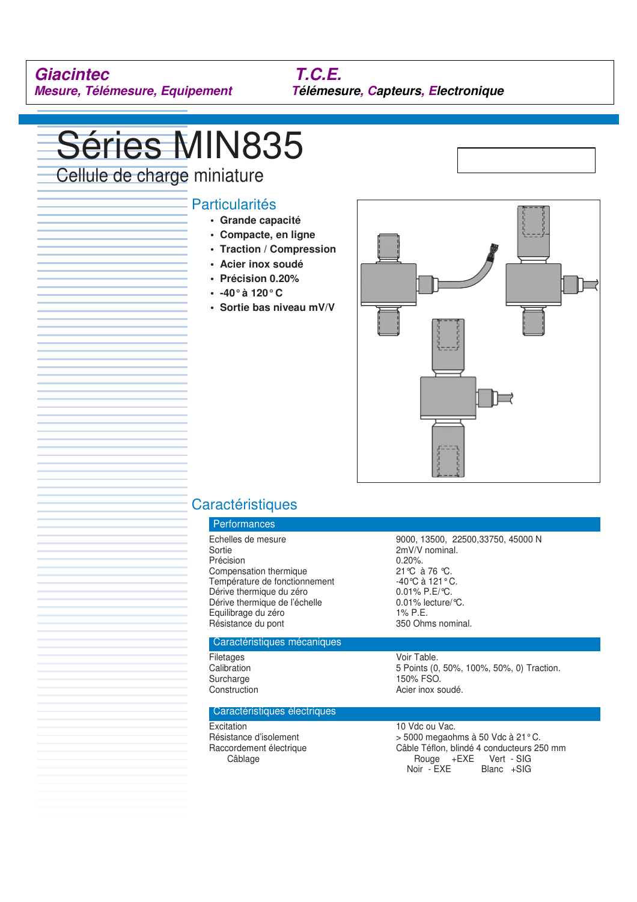**Giacintec**
*Mesure, Télémesure, Equipement*

**T.C.E.**
*Télémesure, Capteurs, Electronique*

# Séries MIN835

## Cellule de charge miniature

### Particularités

- **Grande capacité**
- **Compacte, en ligne**
- **Traction / Compression**
- **Acier inox soudé**
- **Précision 0.20%**
- **-40° à 120° C**
- **Sortie bas niveau mV/V**

### Caractéristiques

| Performances | |
|---|---|
| Echelles de mesure | 9000, 13500, 22500,33750, 45000 N |
| Sortie | 2mV/V nominal. |
| Précision | 0.20%. |
| Compensation thermique | 21℃ à 76 ℃. |
| Température de fonctionnement | -40℃ à 121° C. |
| Dérive thermique du zéro | 0.01% P.E/℃. |
| Dérive thermique de l'échelle | 0.01% lecture/℃. |
| Equilibrage du zéro | 1% P.E. |
| Résistance du pont | 350 Ohms nominal. |

| Caractéristiques mécaniques | |
|---|---|
| Filetages | Voir Table. |
| Calibration | 5 Points (0, 50%, 100%, 50%, 0) Traction. |
| Surcharge | 150% FSO. |
| Construction | Acier inox soudé. |

| Caractéristiques électriques | |
|---|---|
| Excitation | 10 Vdc ou Vac. |
| Résistance d'isolement | > 5000 megaohms à 50 Vdc à 21° C. |
| Raccordement électrique | Câble Téflon, blindé 4 conducteurs 250 mm |
| Câblage | Rouge +EXE Vert - SIG<br>Noir - EXE Blanc +SIG |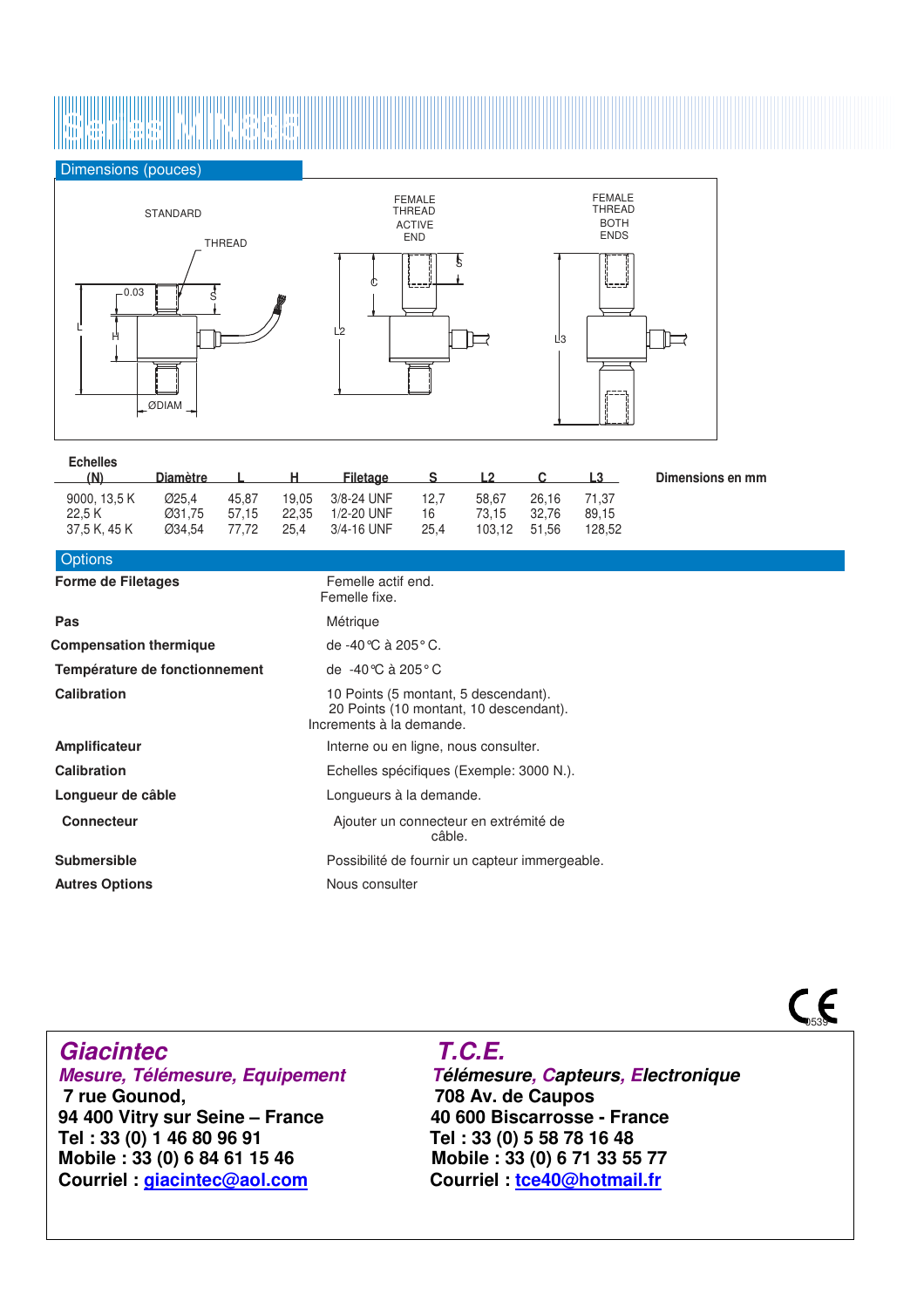# Series MNS35

## Dimensions (pouces)

STANDARD

THREAD

0.03

S

L

H

ØDIAM

FEMALE THREAD ACTIVE END

C

S

L2

FEMALE THREAD BOTH ENDS

L3

| Echelles (N) | Diamètre | L | H | Filetage | S | L2 | C | L3 |
|---|---|---|---|---|---|---|---|---|
| 9000, 13,5 K | Ø25,4 | 45,87 | 19,05 | 3/8-24 UNF | 12,7 | 58,67 | 26,16 | 71,37 |
| 22,5 K | Ø31,75 | 57,15 | 22,35 | 1/2-20 UNF | 16 | 73,15 | 32,76 | 89,15 |
| 37,5 K, 45 K | Ø34,54 | 77,72 | 25,4 | 3/4-16 UNF | 25,4 | 103,12 | 51,56 | 128,52 |

**Dimensions en mm**

## Options

| | |
|---|---|
| **Forme de Filetages** | Femelle actif end. Femelle fixe. |
| **Pas** | Métrique |
| **Compensation thermique** | de -40°C à 205° C. |
| **Température de fonctionnement** | de -40°C à 205° C |
| **Calibration** | 10 Points (5 montant, 5 descendant). 20 Points (10 montant, 10 descendant). Increments à la demande. |
| **Amplificateur** | Interne ou en ligne, nous consulter. |
| **Calibration** | Echelles spécifiques (Exemple: 3000 N.). |
| **Longueur de câble** | Longueurs à la demande. |
| **Connecteur** | Ajouter un connecteur en extrémité de câble. |
| **Submersible** | Possibilité de fournir un capteur immergeable. |
| **Autres Options** | Nous consulter |

CE 0539

***Giacintec***
***Mesure, Télémesure, Equipement***
**7 rue Gounod,**
**94 400 Vitry sur Seine – France**
**Tel : 33 (0) 1 46 80 96 91**
**Mobile : 33 (0) 6 84 61 15 46**
**Courriel : giacintec@aol.com**

***T.C.E.***
***Télémesure, Capteurs, Electronique***
**708 Av. de Caupos**
**40 600 Biscarrosse - France**
**Tel : 33 (0) 5 58 78 16 48**
**Mobile : 33 (0) 6 71 33 55 77**
**Courriel : tce40@hotmail.fr**